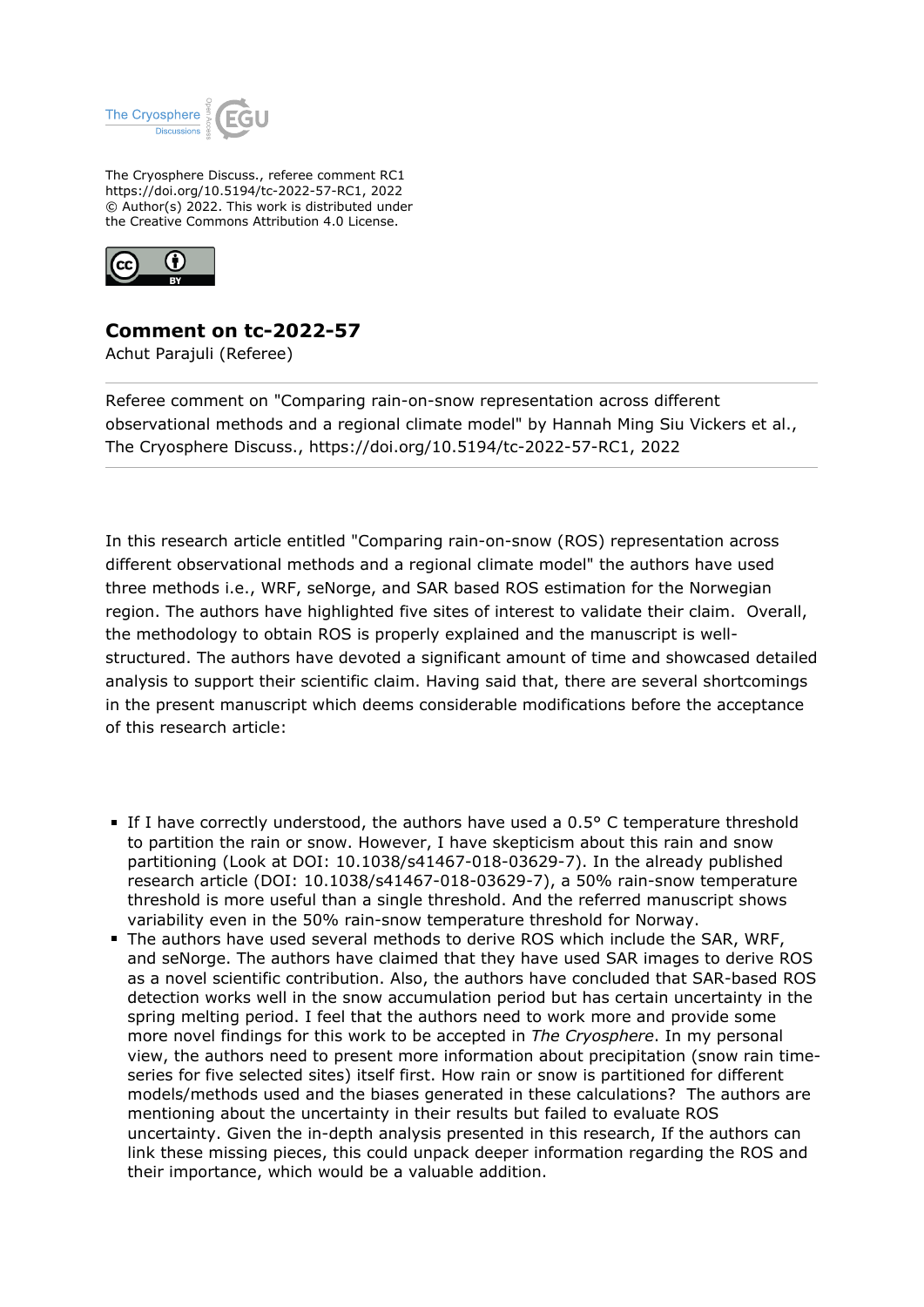The Cryosphere Discuss., referee comment RC1
https://doi.org/10.5194/tc-2022-57-RC1, 2022
© Author(s) 2022. This work is distributed under
the Creative Commons Attribution 4.0 License.

## Comment on tc-2022-57

Achut Parajuli (Referee)

Referee comment on "Comparing rain-on-snow representation across different observational methods and a regional climate model" by Hannah Ming Siu Vickers et al., The Cryosphere Discuss., https://doi.org/10.5194/tc-2022-57-RC1, 2022

In this research article entitled "Comparing rain-on-snow (ROS) representation across different observational methods and a regional climate model" the authors have used three methods i.e., WRF, seNorge, and SAR based ROS estimation for the Norwegian region. The authors have highlighted five sites of interest to validate their claim. Overall, the methodology to obtain ROS is properly explained and the manuscript is well-structured. The authors have devoted a significant amount of time and showcased detailed analysis to support their scientific claim. Having said that, there are several shortcomings in the present manuscript which deems considerable modifications before the acceptance of this research article:

- If I have correctly understood, the authors have used a 0.5° C temperature threshold to partition the rain or snow. However, I have skepticism about this rain and snow partitioning (Look at DOI: 10.1038/s41467-018-03629-7). In the already published research article (DOI: 10.1038/s41467-018-03629-7), a 50% rain-snow temperature threshold is more useful than a single threshold. And the referred manuscript shows variability even in the 50% rain-snow temperature threshold for Norway.
- The authors have used several methods to derive ROS which include the SAR, WRF, and seNorge. The authors have claimed that they have used SAR images to derive ROS as a novel scientific contribution. Also, the authors have concluded that SAR-based ROS detection works well in the snow accumulation period but has certain uncertainty in the spring melting period. I feel that the authors need to work more and provide some more novel findings for this work to be accepted in *The Cryosphere*. In my personal view, the authors need to present more information about precipitation (snow rain time-series for five selected sites) itself first. How rain or snow is partitioned for different models/methods used and the biases generated in these calculations? The authors are mentioning about the uncertainty in their results but failed to evaluate ROS uncertainty. Given the in-depth analysis presented in this research, If the authors can link these missing pieces, this could unpack deeper information regarding the ROS and their importance, which would be a valuable addition.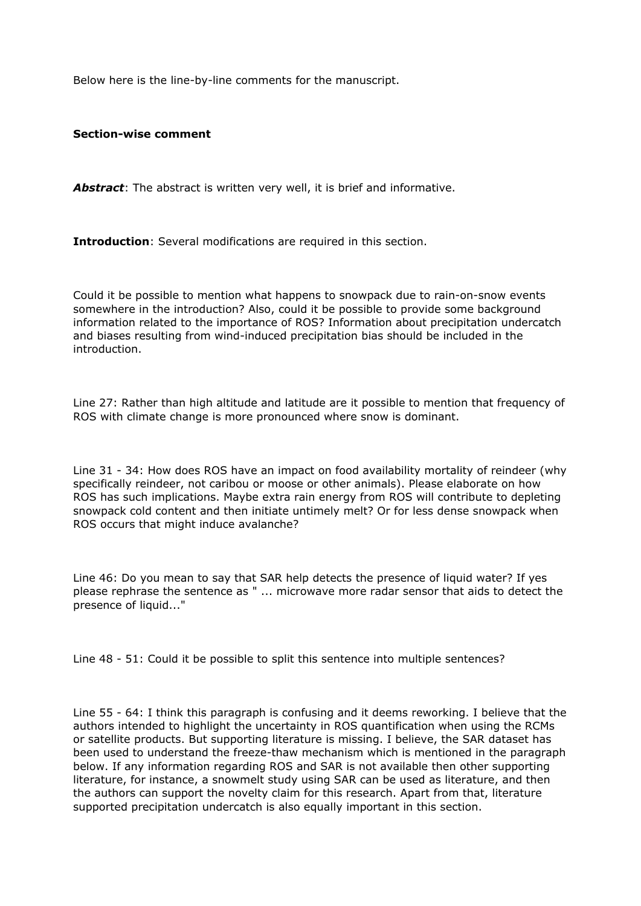Below here is the line-by-line comments for the manuscript.

**Section-wise comment**

***Abstract***: The abstract is written very well, it is brief and informative.

**Introduction**: Several modifications are required in this section.

Could it be possible to mention what happens to snowpack due to rain-on-snow events somewhere in the introduction? Also, could it be possible to provide some background information related to the importance of ROS? Information about precipitation undercatch and biases resulting from wind-induced precipitation bias should be included in the introduction.

Line 27: Rather than high altitude and latitude are it possible to mention that frequency of ROS with climate change is more pronounced where snow is dominant.

Line 31 - 34: How does ROS have an impact on food availability mortality of reindeer (why specifically reindeer, not caribou or moose or other animals). Please elaborate on how ROS has such implications. Maybe extra rain energy from ROS will contribute to depleting snowpack cold content and then initiate untimely melt? Or for less dense snowpack when ROS occurs that might induce avalanche?

Line 46: Do you mean to say that SAR help detects the presence of liquid water? If yes please rephrase the sentence as " ... microwave more radar sensor that aids to detect the presence of liquid..."

Line 48 - 51: Could it be possible to split this sentence into multiple sentences?

Line 55 - 64: I think this paragraph is confusing and it deems reworking. I believe that the authors intended to highlight the uncertainty in ROS quantification when using the RCMs or satellite products. But supporting literature is missing. I believe, the SAR dataset has been used to understand the freeze-thaw mechanism which is mentioned in the paragraph below. If any information regarding ROS and SAR is not available then other supporting literature, for instance, a snowmelt study using SAR can be used as literature, and then the authors can support the novelty claim for this research. Apart from that, literature supported precipitation undercatch is also equally important in this section.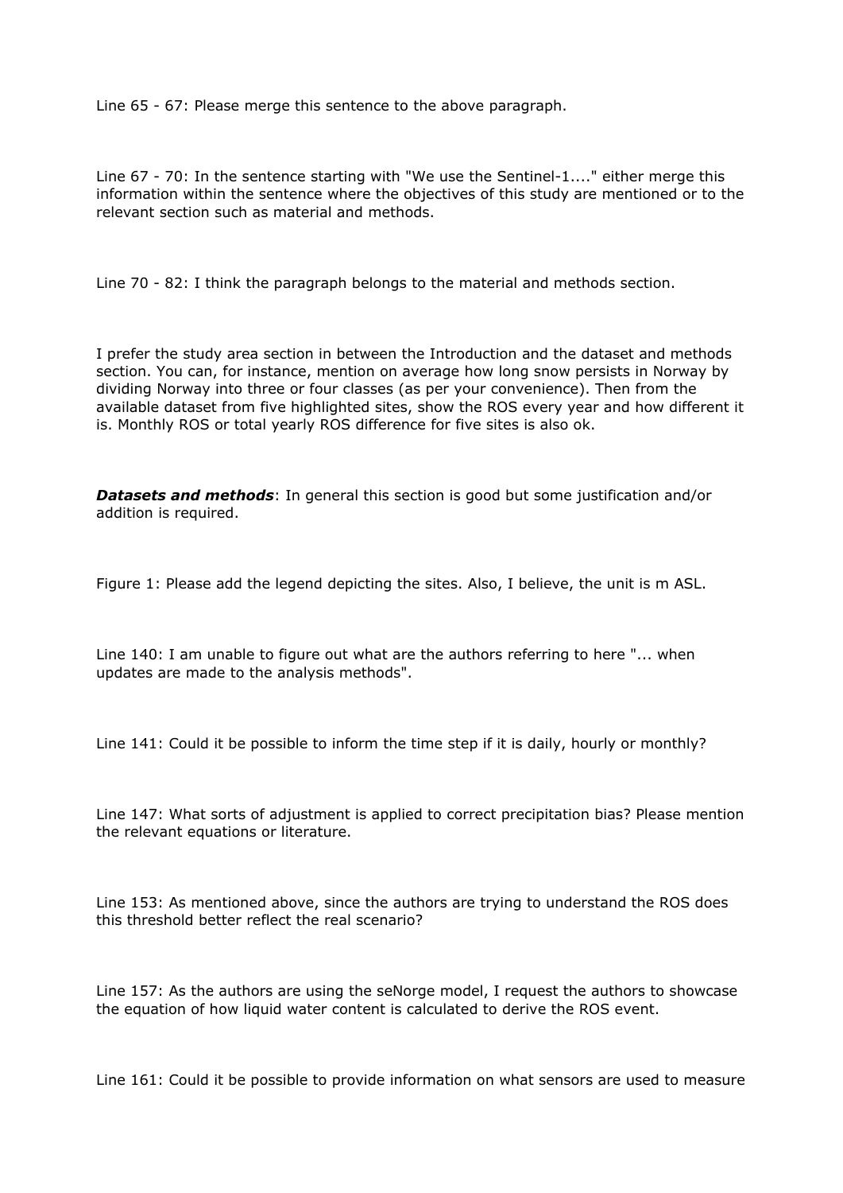Line 65 - 67: Please merge this sentence to the above paragraph.

Line 67 - 70: In the sentence starting with "We use the Sentinel-1...." either merge this information within the sentence where the objectives of this study are mentioned or to the relevant section such as material and methods.

Line 70 - 82: I think the paragraph belongs to the material and methods section.

I prefer the study area section in between the Introduction and the dataset and methods section. You can, for instance, mention on average how long snow persists in Norway by dividing Norway into three or four classes (as per your convenience). Then from the available dataset from five highlighted sites, show the ROS every year and how different it is. Monthly ROS or total yearly ROS difference for five sites is also ok.

***Datasets and methods***: In general this section is good but some justification and/or addition is required.

Figure 1: Please add the legend depicting the sites. Also, I believe, the unit is m ASL.

Line 140: I am unable to figure out what are the authors referring to here "... when updates are made to the analysis methods".

Line 141: Could it be possible to inform the time step if it is daily, hourly or monthly?

Line 147: What sorts of adjustment is applied to correct precipitation bias? Please mention the relevant equations or literature.

Line 153: As mentioned above, since the authors are trying to understand the ROS does this threshold better reflect the real scenario?

Line 157: As the authors are using the seNorge model, I request the authors to showcase the equation of how liquid water content is calculated to derive the ROS event.

Line 161: Could it be possible to provide information on what sensors are used to measure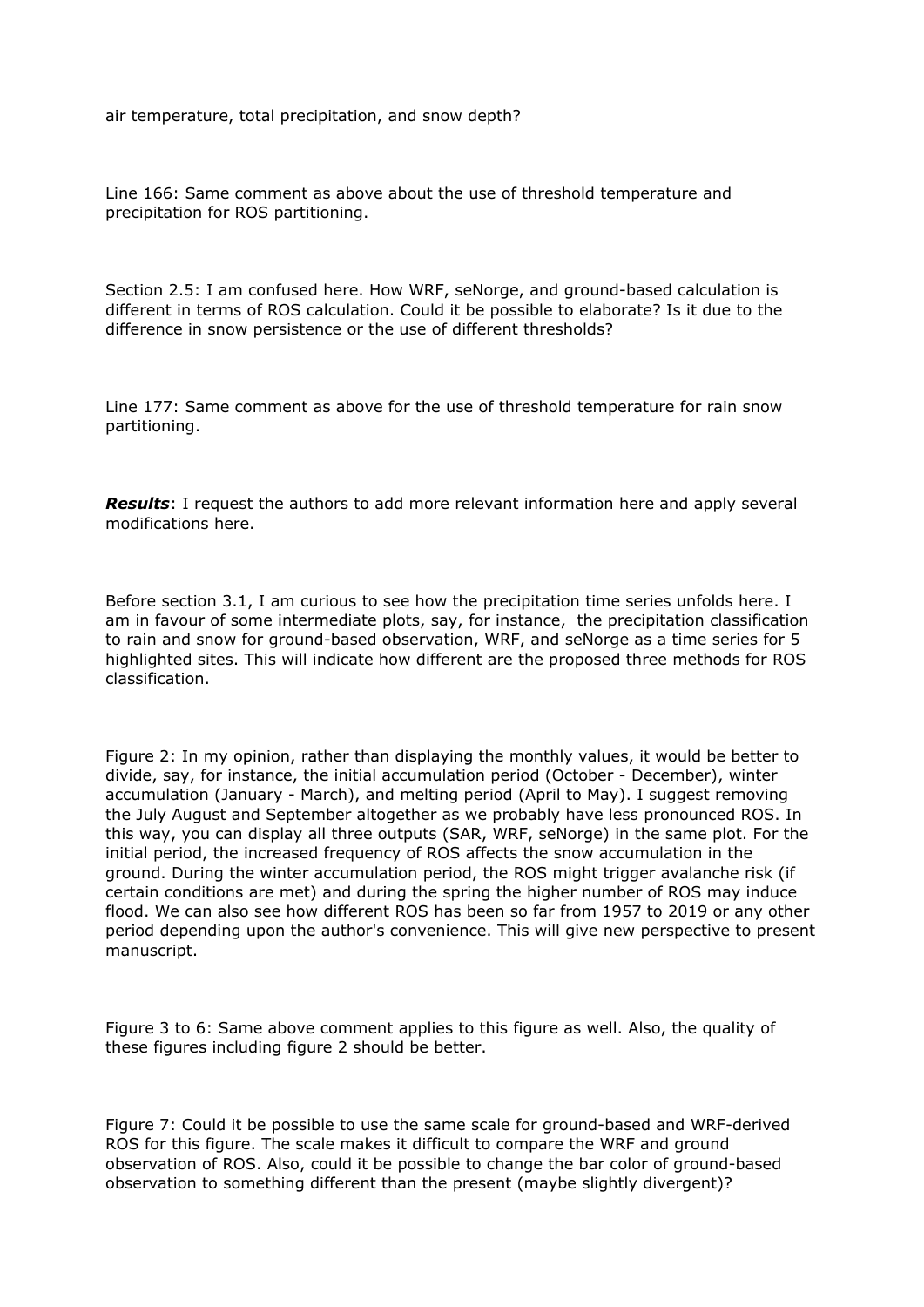air temperature, total precipitation, and snow depth?

Line 166: Same comment as above about the use of threshold temperature and precipitation for ROS partitioning.

Section 2.5: I am confused here. How WRF, seNorge, and ground-based calculation is different in terms of ROS calculation. Could it be possible to elaborate? Is it due to the difference in snow persistence or the use of different thresholds?

Line 177: Same comment as above for the use of threshold temperature for rain snow partitioning.

***Results***: I request the authors to add more relevant information here and apply several modifications here.

Before section 3.1, I am curious to see how the precipitation time series unfolds here. I am in favour of some intermediate plots, say, for instance, the precipitation classification to rain and snow for ground-based observation, WRF, and seNorge as a time series for 5 highlighted sites. This will indicate how different are the proposed three methods for ROS classification.

Figure 2: In my opinion, rather than displaying the monthly values, it would be better to divide, say, for instance, the initial accumulation period (October - December), winter accumulation (January - March), and melting period (April to May). I suggest removing the July August and September altogether as we probably have less pronounced ROS. In this way, you can display all three outputs (SAR, WRF, seNorge) in the same plot. For the initial period, the increased frequency of ROS affects the snow accumulation in the ground. During the winter accumulation period, the ROS might trigger avalanche risk (if certain conditions are met) and during the spring the higher number of ROS may induce flood. We can also see how different ROS has been so far from 1957 to 2019 or any other period depending upon the author's convenience. This will give new perspective to present manuscript.

Figure 3 to 6: Same above comment applies to this figure as well. Also, the quality of these figures including figure 2 should be better.

Figure 7: Could it be possible to use the same scale for ground-based and WRF-derived ROS for this figure. The scale makes it difficult to compare the WRF and ground observation of ROS. Also, could it be possible to change the bar color of ground-based observation to something different than the present (maybe slightly divergent)?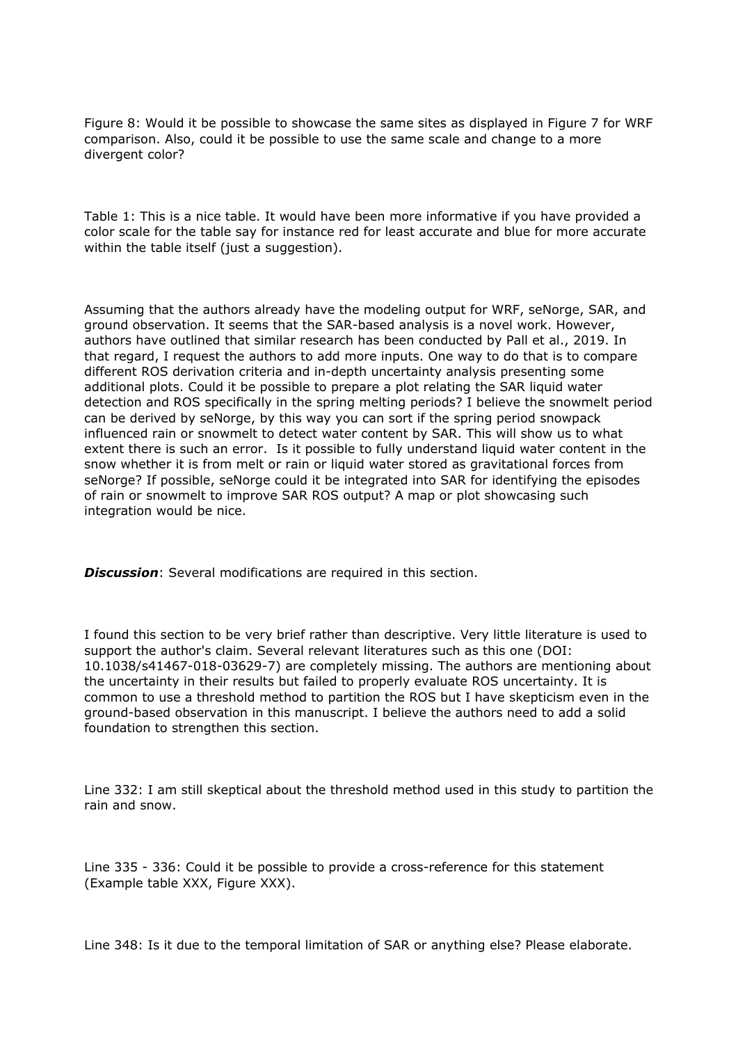Figure 8: Would it be possible to showcase the same sites as displayed in Figure 7 for WRF comparison. Also, could it be possible to use the same scale and change to a more divergent color?

Table 1: This is a nice table. It would have been more informative if you have provided a color scale for the table say for instance red for least accurate and blue for more accurate within the table itself (just a suggestion).

Assuming that the authors already have the modeling output for WRF, seNorge, SAR, and ground observation. It seems that the SAR-based analysis is a novel work. However, authors have outlined that similar research has been conducted by Pall et al., 2019. In that regard, I request the authors to add more inputs. One way to do that is to compare different ROS derivation criteria and in-depth uncertainty analysis presenting some additional plots. Could it be possible to prepare a plot relating the SAR liquid water detection and ROS specifically in the spring melting periods? I believe the snowmelt period can be derived by seNorge, by this way you can sort if the spring period snowpack influenced rain or snowmelt to detect water content by SAR. This will show us to what extent there is such an error. Is it possible to fully understand liquid water content in the snow whether it is from melt or rain or liquid water stored as gravitational forces from seNorge? If possible, seNorge could it be integrated into SAR for identifying the episodes of rain or snowmelt to improve SAR ROS output? A map or plot showcasing such integration would be nice.

***Discussion***: Several modifications are required in this section.

I found this section to be very brief rather than descriptive. Very little literature is used to support the author's claim. Several relevant literatures such as this one (DOI: 10.1038/s41467-018-03629-7) are completely missing. The authors are mentioning about the uncertainty in their results but failed to properly evaluate ROS uncertainty. It is common to use a threshold method to partition the ROS but I have skepticism even in the ground-based observation in this manuscript. I believe the authors need to add a solid foundation to strengthen this section.

Line 332: I am still skeptical about the threshold method used in this study to partition the rain and snow.

Line 335 - 336: Could it be possible to provide a cross-reference for this statement (Example table XXX, Figure XXX).

Line 348: Is it due to the temporal limitation of SAR or anything else? Please elaborate.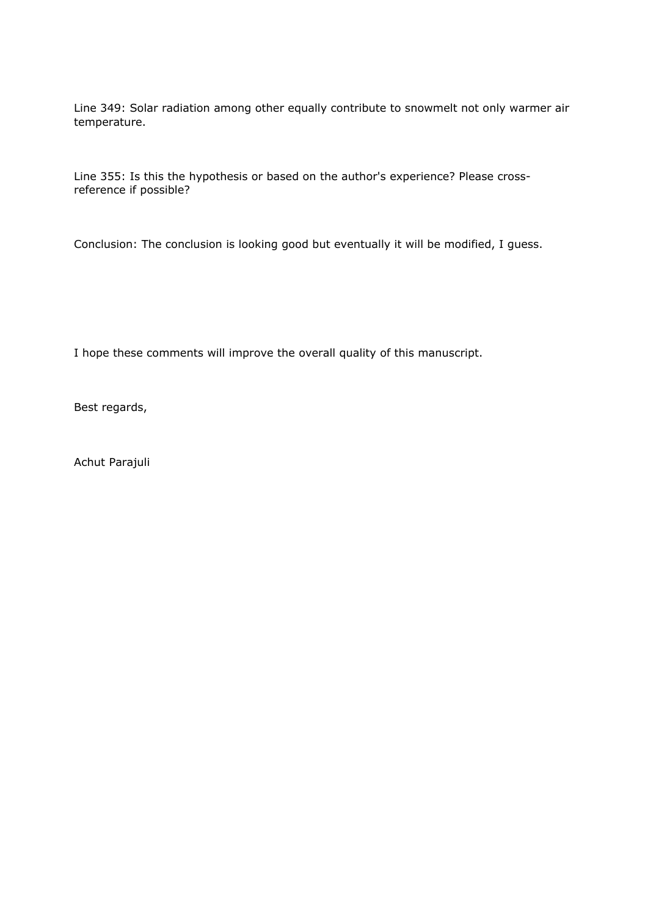Line 349: Solar radiation among other equally contribute to snowmelt not only warmer air temperature.

Line 355: Is this the hypothesis or based on the author's experience? Please cross-reference if possible?

Conclusion: The conclusion is looking good but eventually it will be modified, I guess.

I hope these comments will improve the overall quality of this manuscript.

Best regards,

Achut Parajuli